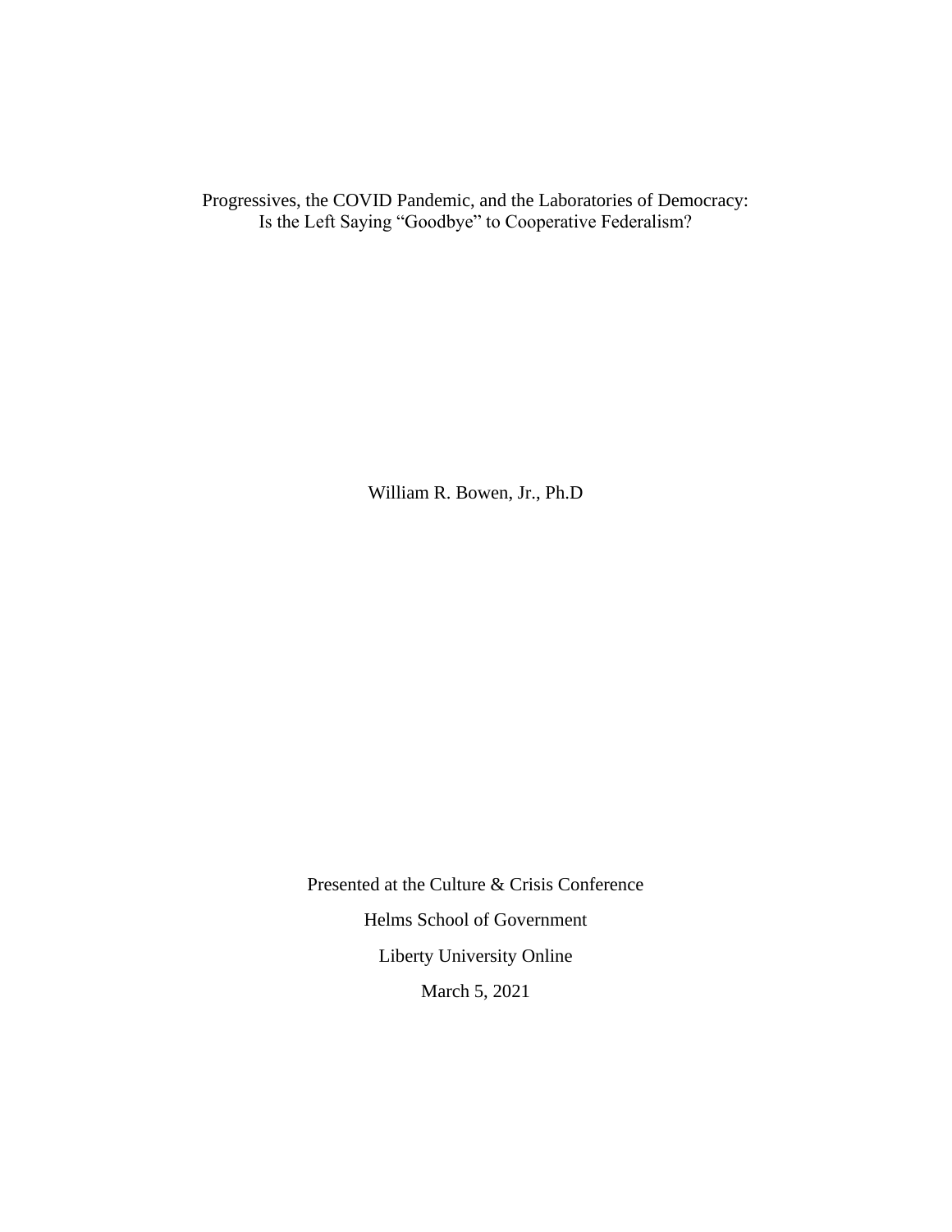# Progressives, the COVID Pandemic, and the Laboratories of Democracy: Is the Left Saying "Goodbye" to Cooperative Federalism?

William R. Bowen, Jr., Ph.D

Presented at the Culture & Crisis Conference

Helms School of Government

Liberty University Online

March 5, 2021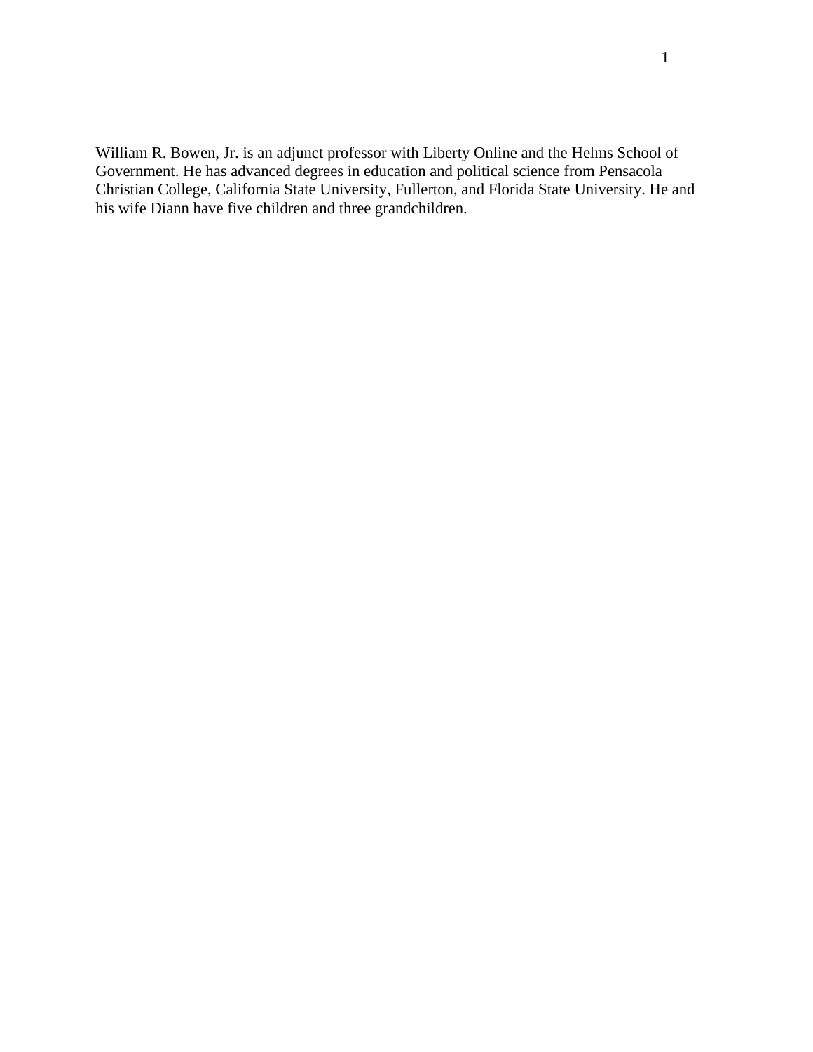William R. Bowen, Jr. is an adjunct professor with Liberty Online and the Helms School of Government. He has advanced degrees in education and political science from Pensacola Christian College, California State University, Fullerton, and Florida State University. He and his wife Diann have five children and three grandchildren.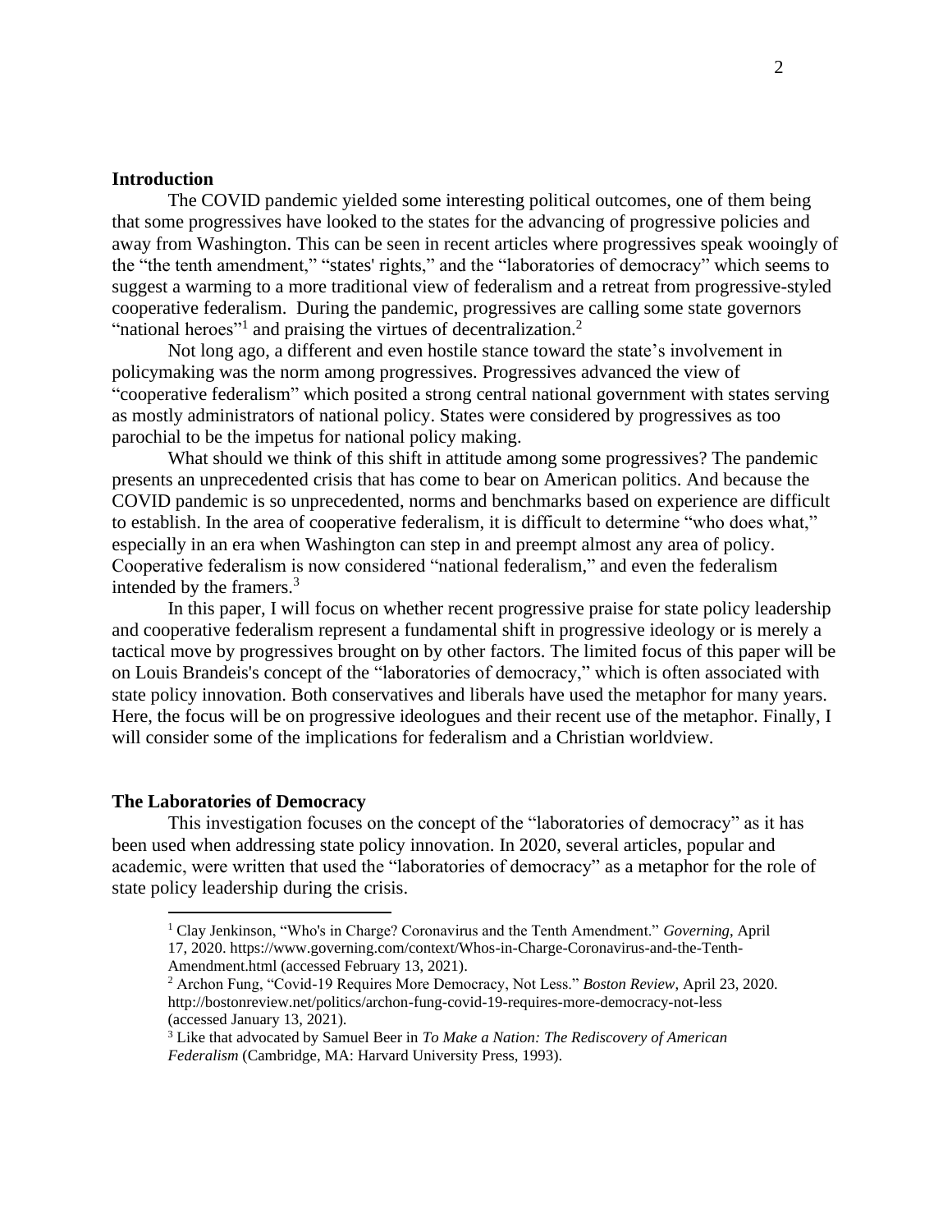## Introduction

The COVID pandemic yielded some interesting political outcomes, one of them being that some progressives have looked to the states for the advancing of progressive policies and away from Washington. This can be seen in recent articles where progressives speak wooingly of the "the tenth amendment," "states' rights," and the "laboratories of democracy" which seems to suggest a warming to a more traditional view of federalism and a retreat from progressive-styled cooperative federalism. During the pandemic, progressives are calling some state governors "national heroes"[1] and praising the virtues of decentralization.[2]

Not long ago, a different and even hostile stance toward the state's involvement in policymaking was the norm among progressives. Progressives advanced the view of "cooperative federalism" which posited a strong central national government with states serving as mostly administrators of national policy. States were considered by progressives as too parochial to be the impetus for national policy making.

What should we think of this shift in attitude among some progressives? The pandemic presents an unprecedented crisis that has come to bear on American politics. And because the COVID pandemic is so unprecedented, norms and benchmarks based on experience are difficult to establish. In the area of cooperative federalism, it is difficult to determine "who does what," especially in an era when Washington can step in and preempt almost any area of policy. Cooperative federalism is now considered "national federalism," and even the federalism intended by the framers.[3]

In this paper, I will focus on whether recent progressive praise for state policy leadership and cooperative federalism represent a fundamental shift in progressive ideology or is merely a tactical move by progressives brought on by other factors. The limited focus of this paper will be on Louis Brandeis's concept of the "laboratories of democracy," which is often associated with state policy innovation. Both conservatives and liberals have used the metaphor for many years. Here, the focus will be on progressive ideologues and their recent use of the metaphor. Finally, I will consider some of the implications for federalism and a Christian worldview.

## The Laboratories of Democracy

This investigation focuses on the concept of the "laboratories of democracy" as it has been used when addressing state policy innovation. In 2020, several articles, popular and academic, were written that used the "laboratories of democracy" as a metaphor for the role of state policy leadership during the crisis.

---

[1] Clay Jenkinson, "Who's in Charge? Coronavirus and the Tenth Amendment." *Governing*, April 17, 2020. https://www.governing.com/context/Whos-in-Charge-Coronavirus-and-the-Tenth-Amendment.html (accessed February 13, 2021).

[2] Archon Fung, "Covid-19 Requires More Democracy, Not Less." *Boston Review*, April 23, 2020. http://bostonreview.net/politics/archon-fung-covid-19-requires-more-democracy-not-less (accessed January 13, 2021).

[3] Like that advocated by Samuel Beer in *To Make a Nation: The Rediscovery of American Federalism* (Cambridge, MA: Harvard University Press, 1993).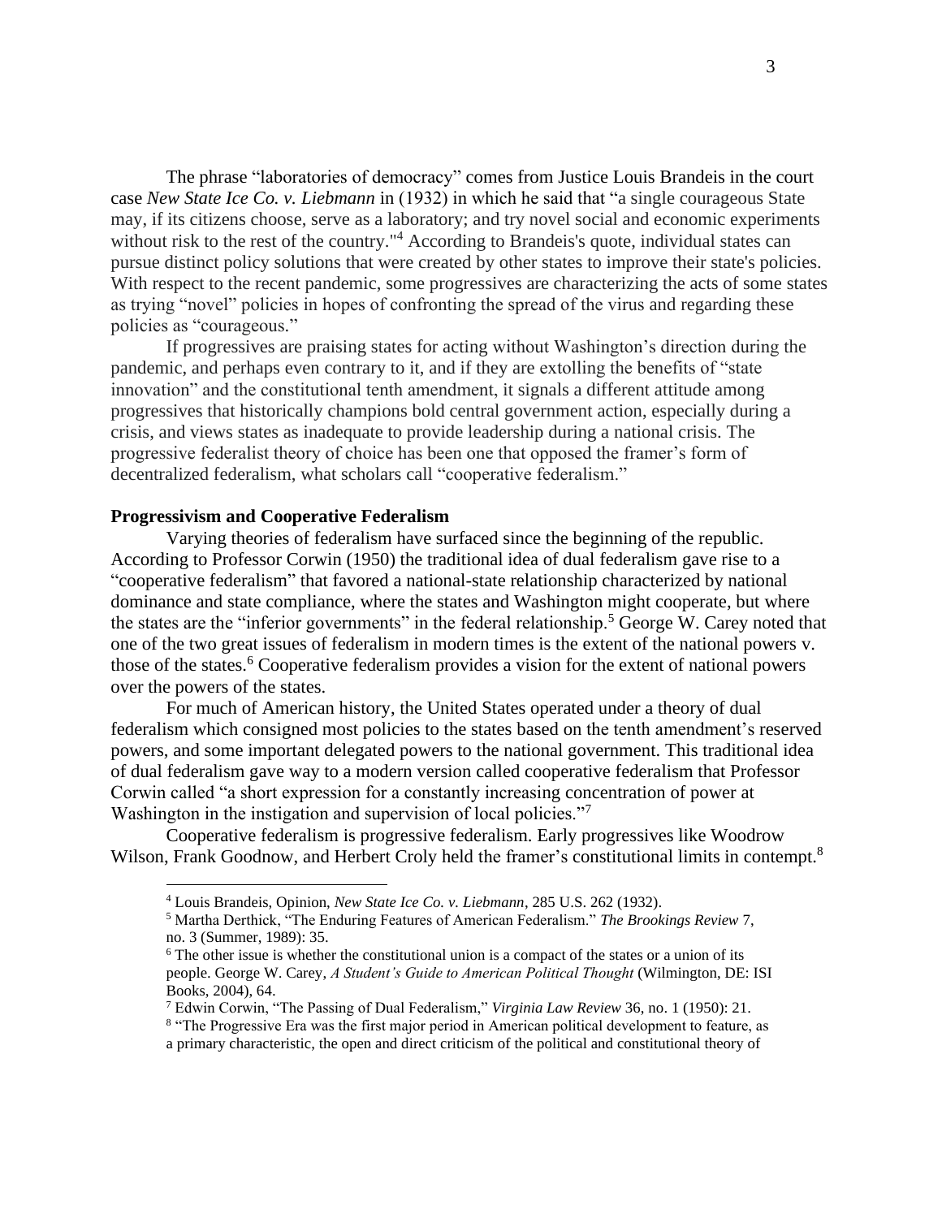The phrase "laboratories of democracy" comes from Justice Louis Brandeis in the court case *New State Ice Co. v. Liebmann* in (1932) in which he said that "a single courageous State may, if its citizens choose, serve as a laboratory; and try novel social and economic experiments without risk to the rest of the country."[4] According to Brandeis's quote, individual states can pursue distinct policy solutions that were created by other states to improve their state's policies. With respect to the recent pandemic, some progressives are characterizing the acts of some states as trying "novel" policies in hopes of confronting the spread of the virus and regarding these policies as "courageous."

If progressives are praising states for acting without Washington's direction during the pandemic, and perhaps even contrary to it, and if they are extolling the benefits of "state innovation" and the constitutional tenth amendment, it signals a different attitude among progressives that historically champions bold central government action, especially during a crisis, and views states as inadequate to provide leadership during a national crisis. The progressive federalist theory of choice has been one that opposed the framer's form of decentralized federalism, what scholars call "cooperative federalism."

**Progressivism and Cooperative Federalism**

Varying theories of federalism have surfaced since the beginning of the republic. According to Professor Corwin (1950) the traditional idea of dual federalism gave rise to a "cooperative federalism" that favored a national-state relationship characterized by national dominance and state compliance, where the states and Washington might cooperate, but where the states are the "inferior governments" in the federal relationship.[5] George W. Carey noted that one of the two great issues of federalism in modern times is the extent of the national powers v. those of the states.[6] Cooperative federalism provides a vision for the extent of national powers over the powers of the states.

For much of American history, the United States operated under a theory of dual federalism which consigned most policies to the states based on the tenth amendment's reserved powers, and some important delegated powers to the national government. This traditional idea of dual federalism gave way to a modern version called cooperative federalism that Professor Corwin called "a short expression for a constantly increasing concentration of power at Washington in the instigation and supervision of local policies."[7]

Cooperative federalism is progressive federalism. Early progressives like Woodrow Wilson, Frank Goodnow, and Herbert Croly held the framer's constitutional limits in contempt.[8]

[4] Louis Brandeis, Opinion, *New State Ice Co. v. Liebmann*, 285 U.S. 262 (1932).

[5] Martha Derthick, "The Enduring Features of American Federalism." *The Brookings Review* 7, no. 3 (Summer, 1989): 35.

[6] The other issue is whether the constitutional union is a compact of the states or a union of its people. George W. Carey, *A Student's Guide to American Political Thought* (Wilmington, DE: ISI Books, 2004), 64.

[7] Edwin Corwin, "The Passing of Dual Federalism," *Virginia Law Review* 36, no. 1 (1950): 21.

[8] "The Progressive Era was the first major period in American political development to feature, as a primary characteristic, the open and direct criticism of the political and constitutional theory of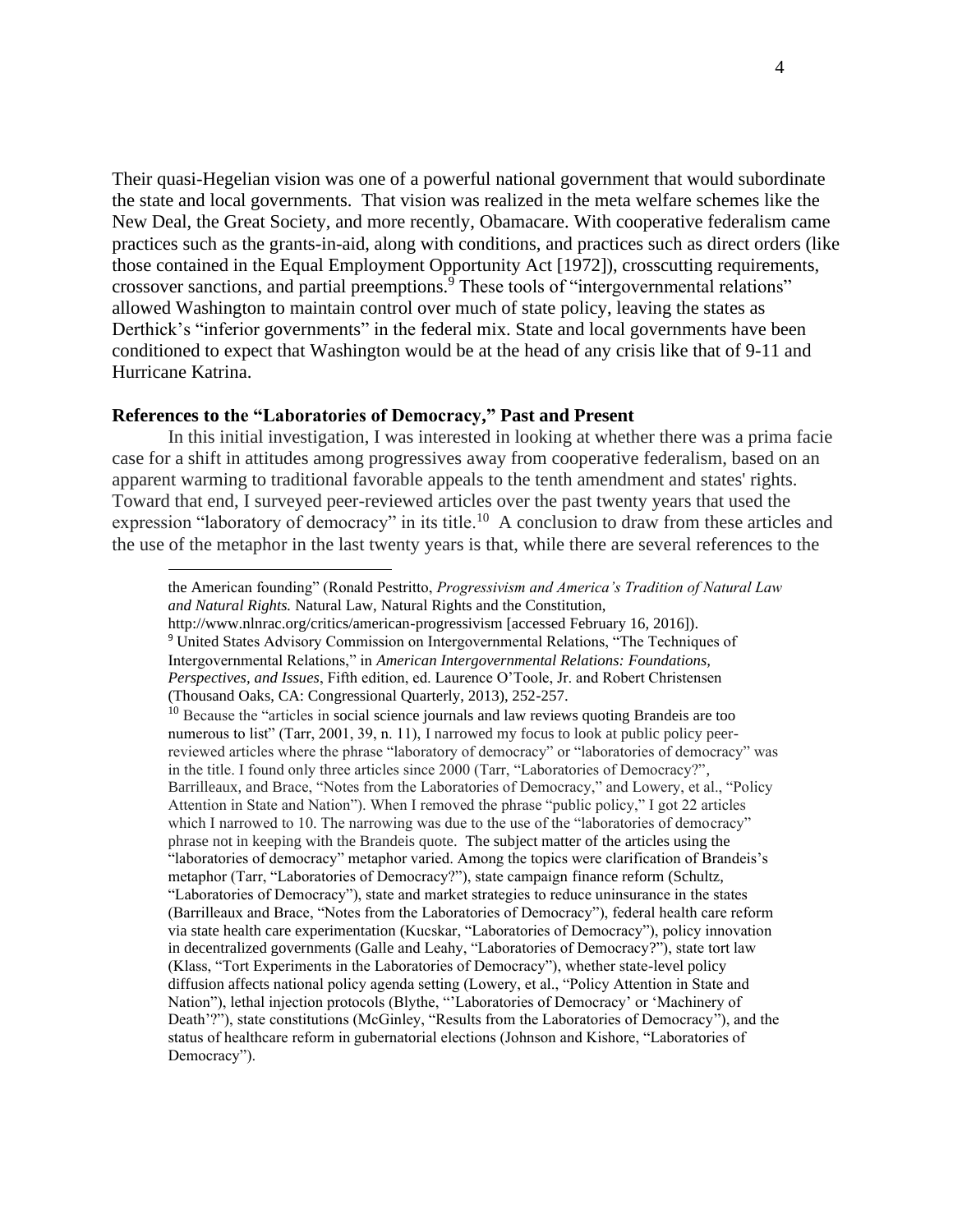Their quasi-Hegelian vision was one of a powerful national government that would subordinate the state and local governments. That vision was realized in the meta welfare schemes like the New Deal, the Great Society, and more recently, Obamacare. With cooperative federalism came practices such as the grants-in-aid, along with conditions, and practices such as direct orders (like those contained in the Equal Employment Opportunity Act [1972]), crosscutting requirements, crossover sanctions, and partial preemptions.[9] These tools of "intergovernmental relations" allowed Washington to maintain control over much of state policy, leaving the states as Derthick's "inferior governments" in the federal mix. State and local governments have been conditioned to expect that Washington would be at the head of any crisis like that of 9-11 and Hurricane Katrina.

**References to the "Laboratories of Democracy," Past and Present**

In this initial investigation, I was interested in looking at whether there was a prima facie case for a shift in attitudes among progressives away from cooperative federalism, based on an apparent warming to traditional favorable appeals to the tenth amendment and states' rights. Toward that end, I surveyed peer-reviewed articles over the past twenty years that used the expression "laboratory of democracy" in its title.[10] A conclusion to draw from these articles and the use of the metaphor in the last twenty years is that, while there are several references to the

---

the American founding" (Ronald Pestritto, *Progressivism and America's Tradition of Natural Law and Natural Rights.* Natural Law, Natural Rights and the Constitution, http://www.nlnrac.org/critics/american-progressivism [accessed February 16, 2016]).

[9] United States Advisory Commission on Intergovernmental Relations, "The Techniques of Intergovernmental Relations," in *American Intergovernmental Relations: Foundations, Perspectives, and Issues*, Fifth edition, ed. Laurence O'Toole, Jr. and Robert Christensen (Thousand Oaks, CA: Congressional Quarterly, 2013), 252-257.

[10] Because the "articles in social science journals and law reviews quoting Brandeis are too numerous to list" (Tarr, 2001, 39, n. 11), I narrowed my focus to look at public policy peer-reviewed articles where the phrase "laboratory of democracy" or "laboratories of democracy" was in the title. I found only three articles since 2000 (Tarr, "Laboratories of Democracy?", Barrilleaux, and Brace, "Notes from the Laboratories of Democracy," and Lowery, et al., "Policy Attention in State and Nation"). When I removed the phrase "public policy," I got 22 articles which I narrowed to 10. The narrowing was due to the use of the "laboratories of democracy" phrase not in keeping with the Brandeis quote. The subject matter of the articles using the "laboratories of democracy" metaphor varied. Among the topics were clarification of Brandeis's metaphor (Tarr, "Laboratories of Democracy?"), state campaign finance reform (Schultz, "Laboratories of Democracy"), state and market strategies to reduce uninsurance in the states (Barrilleaux and Brace, "Notes from the Laboratories of Democracy"), federal health care reform via state health care experimentation (Kucskar, "Laboratories of Democracy"), policy innovation in decentralized governments (Galle and Leahy, "Laboratories of Democracy?"), state tort law (Klass, "Tort Experiments in the Laboratories of Democracy"), whether state-level policy diffusion affects national policy agenda setting (Lowery, et al., "Policy Attention in State and Nation"), lethal injection protocols (Blythe, "'Laboratories of Democracy' or 'Machinery of Death'?"), state constitutions (McGinley, "Results from the Laboratories of Democracy"), and the status of healthcare reform in gubernatorial elections (Johnson and Kishore, "Laboratories of Democracy").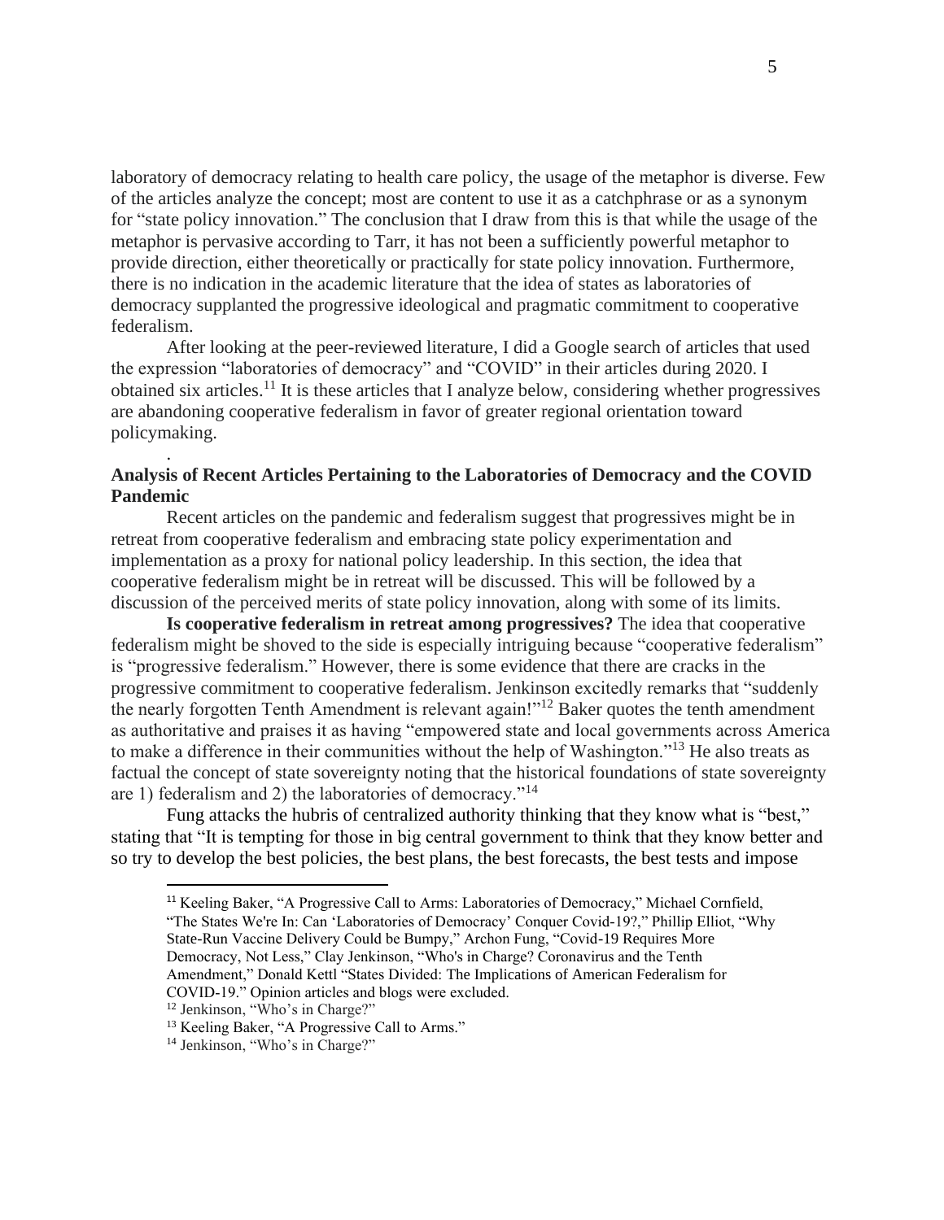laboratory of democracy relating to health care policy, the usage of the metaphor is diverse. Few of the articles analyze the concept; most are content to use it as a catchphrase or as a synonym for "state policy innovation." The conclusion that I draw from this is that while the usage of the metaphor is pervasive according to Tarr, it has not been a sufficiently powerful metaphor to provide direction, either theoretically or practically for state policy innovation. Furthermore, there is no indication in the academic literature that the idea of states as laboratories of democracy supplanted the progressive ideological and pragmatic commitment to cooperative federalism.

After looking at the peer-reviewed literature, I did a Google search of articles that used the expression "laboratories of democracy" and "COVID" in their articles during 2020. I obtained six articles.[11] It is these articles that I analyze below, considering whether progressives are abandoning cooperative federalism in favor of greater regional orientation toward policymaking.

.

## Analysis of Recent Articles Pertaining to the Laboratories of Democracy and the COVID Pandemic

Recent articles on the pandemic and federalism suggest that progressives might be in retreat from cooperative federalism and embracing state policy experimentation and implementation as a proxy for national policy leadership. In this section, the idea that cooperative federalism might be in retreat will be discussed. This will be followed by a discussion of the perceived merits of state policy innovation, along with some of its limits.

**Is cooperative federalism in retreat among progressives?** The idea that cooperative federalism might be shoved to the side is especially intriguing because "cooperative federalism" is "progressive federalism." However, there is some evidence that there are cracks in the progressive commitment to cooperative federalism. Jenkinson excitedly remarks that "suddenly the nearly forgotten Tenth Amendment is relevant again!"[12] Baker quotes the tenth amendment as authoritative and praises it as having "empowered state and local governments across America to make a difference in their communities without the help of Washington."[13] He also treats as factual the concept of state sovereignty noting that the historical foundations of state sovereignty are 1) federalism and 2) the laboratories of democracy."[14]

Fung attacks the hubris of centralized authority thinking that they know what is "best," stating that "It is tempting for those in big central government to think that they know better and so try to develop the best policies, the best plans, the best forecasts, the best tests and impose

---

[11] Keeling Baker, "A Progressive Call to Arms: Laboratories of Democracy," Michael Cornfield, "The States We're In: Can 'Laboratories of Democracy' Conquer Covid-19?," Phillip Elliot, "Why State-Run Vaccine Delivery Could be Bumpy," Archon Fung, "Covid-19 Requires More Democracy, Not Less," Clay Jenkinson, "Who's in Charge? Coronavirus and the Tenth Amendment," Donald Kettl "States Divided: The Implications of American Federalism for COVID-19." Opinion articles and blogs were excluded.

[12] Jenkinson, "Who's in Charge?"

[13] Keeling Baker, "A Progressive Call to Arms."

[14] Jenkinson, "Who's in Charge?"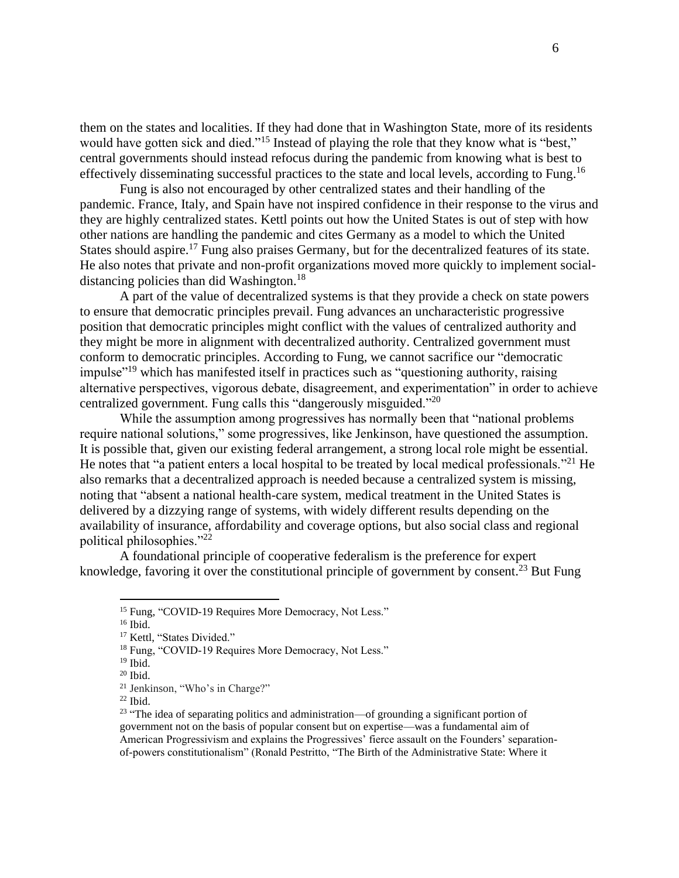them on the states and localities. If they had done that in Washington State, more of its residents would have gotten sick and died."[15] Instead of playing the role that they know what is "best," central governments should instead refocus during the pandemic from knowing what is best to effectively disseminating successful practices to the state and local levels, according to Fung.[16]

Fung is also not encouraged by other centralized states and their handling of the pandemic. France, Italy, and Spain have not inspired confidence in their response to the virus and they are highly centralized states. Kettl points out how the United States is out of step with how other nations are handling the pandemic and cites Germany as a model to which the United States should aspire.[17] Fung also praises Germany, but for the decentralized features of its state. He also notes that private and non-profit organizations moved more quickly to implement social-distancing policies than did Washington.[18]

A part of the value of decentralized systems is that they provide a check on state powers to ensure that democratic principles prevail. Fung advances an uncharacteristic progressive position that democratic principles might conflict with the values of centralized authority and they might be more in alignment with decentralized authority. Centralized government must conform to democratic principles. According to Fung, we cannot sacrifice our "democratic impulse"[19] which has manifested itself in practices such as "questioning authority, raising alternative perspectives, vigorous debate, disagreement, and experimentation" in order to achieve centralized government. Fung calls this "dangerously misguided."[20]

While the assumption among progressives has normally been that "national problems require national solutions," some progressives, like Jenkinson, have questioned the assumption. It is possible that, given our existing federal arrangement, a strong local role might be essential. He notes that "a patient enters a local hospital to be treated by local medical professionals."[21] He also remarks that a decentralized approach is needed because a centralized system is missing, noting that "absent a national health-care system, medical treatment in the United States is delivered by a dizzying range of systems, with widely different results depending on the availability of insurance, affordability and coverage options, but also social class and regional political philosophies."[22]

A foundational principle of cooperative federalism is the preference for expert knowledge, favoring it over the constitutional principle of government by consent.[23] But Fung

---

[15] Fung, "COVID-19 Requires More Democracy, Not Less."

[16] Ibid.

[17] Kettl, "States Divided."

[18] Fung, "COVID-19 Requires More Democracy, Not Less."

[19] Ibid.

[20] Ibid.

[21] Jenkinson, "Who's in Charge?"

[22] Ibid.

[23] "The idea of separating politics and administration—of grounding a significant portion of government not on the basis of popular consent but on expertise—was a fundamental aim of American Progressivism and explains the Progressives' fierce assault on the Founders' separation-of-powers constitutionalism" (Ronald Pestritto, "The Birth of the Administrative State: Where it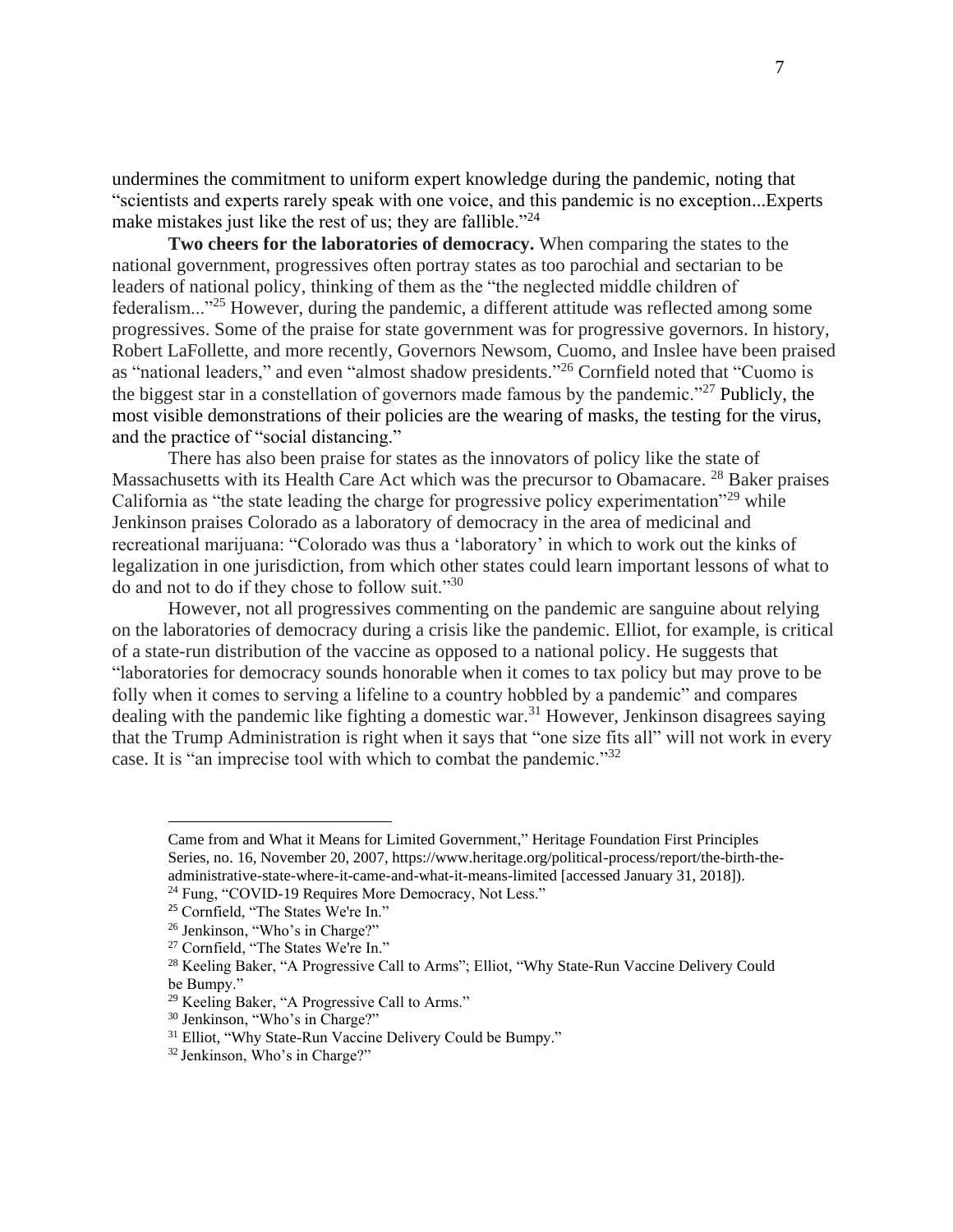undermines the commitment to uniform expert knowledge during the pandemic, noting that "scientists and experts rarely speak with one voice, and this pandemic is no exception...Experts make mistakes just like the rest of us; they are fallible."[24]

**Two cheers for the laboratories of democracy.** When comparing the states to the national government, progressives often portray states as too parochial and sectarian to be leaders of national policy, thinking of them as the "the neglected middle children of federalism..."[25] However, during the pandemic, a different attitude was reflected among some progressives. Some of the praise for state government was for progressive governors. In history, Robert LaFollette, and more recently, Governors Newsom, Cuomo, and Inslee have been praised as "national leaders," and even "almost shadow presidents."[26] Cornfield noted that "Cuomo is the biggest star in a constellation of governors made famous by the pandemic."[27] Publicly, the most visible demonstrations of their policies are the wearing of masks, the testing for the virus, and the practice of "social distancing."

There has also been praise for states as the innovators of policy like the state of Massachusetts with its Health Care Act which was the precursor to Obamacare. [28] Baker praises California as "the state leading the charge for progressive policy experimentation"[29] while Jenkinson praises Colorado as a laboratory of democracy in the area of medicinal and recreational marijuana: "Colorado was thus a 'laboratory' in which to work out the kinks of legalization in one jurisdiction, from which other states could learn important lessons of what to do and not to do if they chose to follow suit."[30]

However, not all progressives commenting on the pandemic are sanguine about relying on the laboratories of democracy during a crisis like the pandemic. Elliot, for example, is critical of a state-run distribution of the vaccine as opposed to a national policy. He suggests that "laboratories for democracy sounds honorable when it comes to tax policy but may prove to be folly when it comes to serving a lifeline to a country hobbled by a pandemic" and compares dealing with the pandemic like fighting a domestic war.[31] However, Jenkinson disagrees saying that the Trump Administration is right when it says that "one size fits all" will not work in every case. It is "an imprecise tool with which to combat the pandemic."[32]

---

Came from and What it Means for Limited Government," Heritage Foundation First Principles Series, no. 16, November 20, 2007, https://www.heritage.org/political-process/report/the-birth-the-administrative-state-where-it-came-and-what-it-means-limited [accessed January 31, 2018]).

[24] Fung, "COVID-19 Requires More Democracy, Not Less."

[25] Cornfield, "The States We're In."

[26] Jenkinson, "Who's in Charge?"

[27] Cornfield, "The States We're In."

[28] Keeling Baker, "A Progressive Call to Arms"; Elliot, "Why State-Run Vaccine Delivery Could be Bumpy."

[29] Keeling Baker, "A Progressive Call to Arms."

[30] Jenkinson, "Who's in Charge?"

[31] Elliot, "Why State-Run Vaccine Delivery Could be Bumpy."

[32] Jenkinson, Who's in Charge?"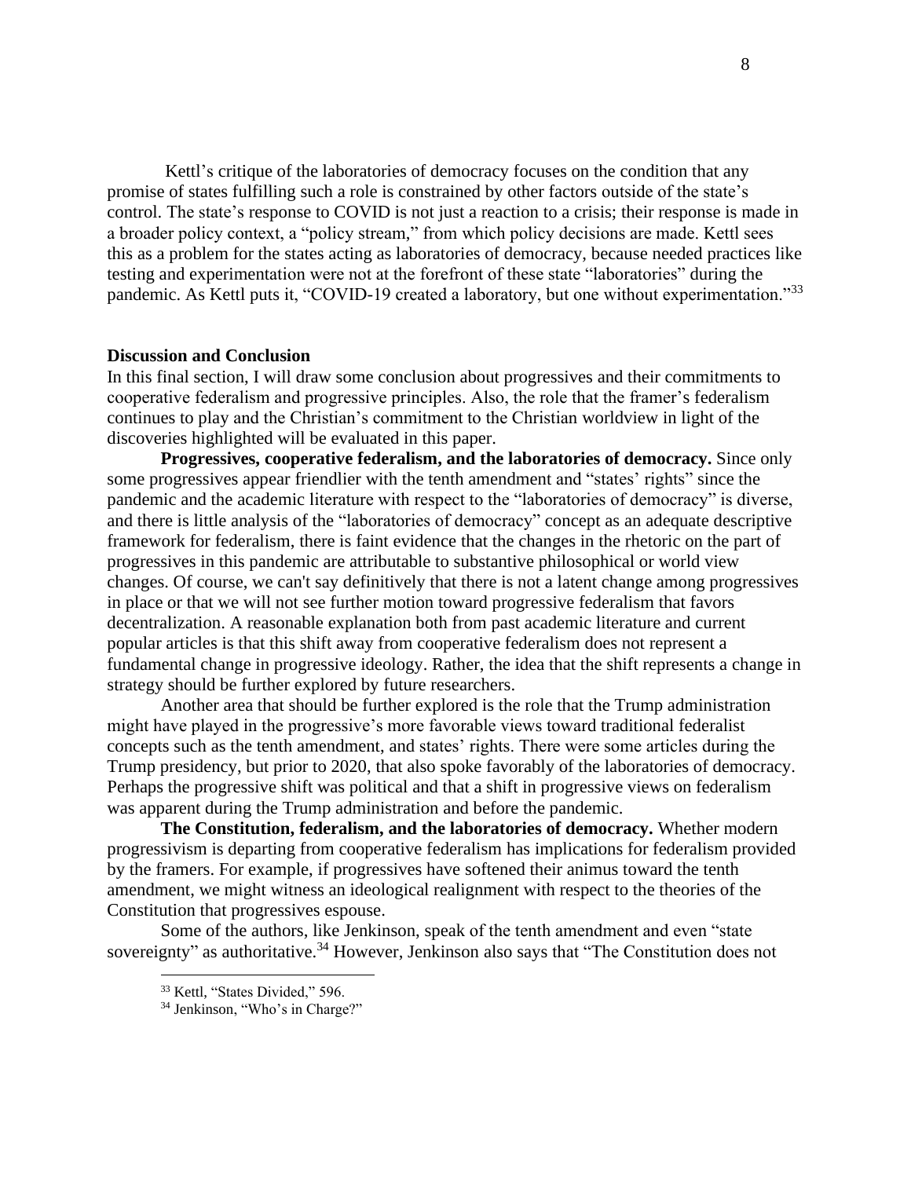Kettl's critique of the laboratories of democracy focuses on the condition that any promise of states fulfilling such a role is constrained by other factors outside of the state's control. The state's response to COVID is not just a reaction to a crisis; their response is made in a broader policy context, a "policy stream," from which policy decisions are made. Kettl sees this as a problem for the states acting as laboratories of democracy, because needed practices like testing and experimentation were not at the forefront of these state "laboratories" during the pandemic. As Kettl puts it, "COVID-19 created a laboratory, but one without experimentation."[33]

## Discussion and Conclusion

In this final section, I will draw some conclusion about progressives and their commitments to cooperative federalism and progressive principles. Also, the role that the framer's federalism continues to play and the Christian's commitment to the Christian worldview in light of the discoveries highlighted will be evaluated in this paper.

**Progressives, cooperative federalism, and the laboratories of democracy.** Since only some progressives appear friendlier with the tenth amendment and "states' rights" since the pandemic and the academic literature with respect to the "laboratories of democracy" is diverse, and there is little analysis of the "laboratories of democracy" concept as an adequate descriptive framework for federalism, there is faint evidence that the changes in the rhetoric on the part of progressives in this pandemic are attributable to substantive philosophical or world view changes. Of course, we can't say definitively that there is not a latent change among progressives in place or that we will not see further motion toward progressive federalism that favors decentralization. A reasonable explanation both from past academic literature and current popular articles is that this shift away from cooperative federalism does not represent a fundamental change in progressive ideology. Rather, the idea that the shift represents a change in strategy should be further explored by future researchers.

Another area that should be further explored is the role that the Trump administration might have played in the progressive's more favorable views toward traditional federalist concepts such as the tenth amendment, and states' rights. There were some articles during the Trump presidency, but prior to 2020, that also spoke favorably of the laboratories of democracy. Perhaps the progressive shift was political and that a shift in progressive views on federalism was apparent during the Trump administration and before the pandemic.

**The Constitution, federalism, and the laboratories of democracy.** Whether modern progressivism is departing from cooperative federalism has implications for federalism provided by the framers. For example, if progressives have softened their animus toward the tenth amendment, we might witness an ideological realignment with respect to the theories of the Constitution that progressives espouse.

Some of the authors, like Jenkinson, speak of the tenth amendment and even "state sovereignty" as authoritative.[34] However, Jenkinson also says that "The Constitution does not

[33] Kettl, "States Divided," 596.

[34] Jenkinson, "Who's in Charge?"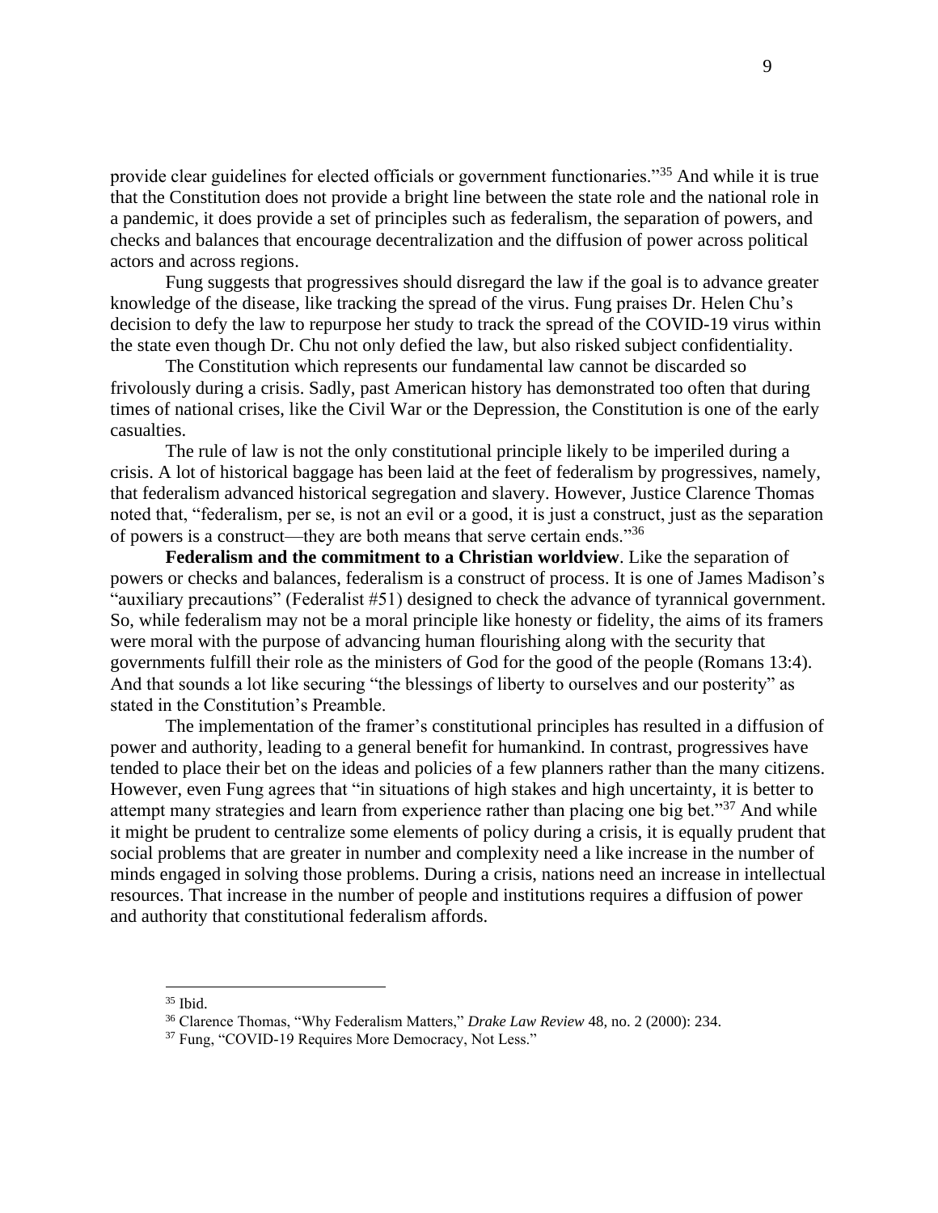provide clear guidelines for elected officials or government functionaries."[35] And while it is true that the Constitution does not provide a bright line between the state role and the national role in a pandemic, it does provide a set of principles such as federalism, the separation of powers, and checks and balances that encourage decentralization and the diffusion of power across political actors and across regions.

Fung suggests that progressives should disregard the law if the goal is to advance greater knowledge of the disease, like tracking the spread of the virus. Fung praises Dr. Helen Chu's decision to defy the law to repurpose her study to track the spread of the COVID-19 virus within the state even though Dr. Chu not only defied the law, but also risked subject confidentiality.

The Constitution which represents our fundamental law cannot be discarded so frivolously during a crisis. Sadly, past American history has demonstrated too often that during times of national crises, like the Civil War or the Depression, the Constitution is one of the early casualties.

The rule of law is not the only constitutional principle likely to be imperiled during a crisis. A lot of historical baggage has been laid at the feet of federalism by progressives, namely, that federalism advanced historical segregation and slavery. However, Justice Clarence Thomas noted that, "federalism, per se, is not an evil or a good, it is just a construct, just as the separation of powers is a construct—they are both means that serve certain ends."[36]

**Federalism and the commitment to a Christian worldview**. Like the separation of powers or checks and balances, federalism is a construct of process. It is one of James Madison's "auxiliary precautions" (Federalist #51) designed to check the advance of tyrannical government. So, while federalism may not be a moral principle like honesty or fidelity, the aims of its framers were moral with the purpose of advancing human flourishing along with the security that governments fulfill their role as the ministers of God for the good of the people (Romans 13:4). And that sounds a lot like securing "the blessings of liberty to ourselves and our posterity" as stated in the Constitution's Preamble.

The implementation of the framer's constitutional principles has resulted in a diffusion of power and authority, leading to a general benefit for humankind. In contrast, progressives have tended to place their bet on the ideas and policies of a few planners rather than the many citizens. However, even Fung agrees that "in situations of high stakes and high uncertainty, it is better to attempt many strategies and learn from experience rather than placing one big bet."[37] And while it might be prudent to centralize some elements of policy during a crisis, it is equally prudent that social problems that are greater in number and complexity need a like increase in the number of minds engaged in solving those problems. During a crisis, nations need an increase in intellectual resources. That increase in the number of people and institutions requires a diffusion of power and authority that constitutional federalism affords.

---

[35] Ibid.

[36] Clarence Thomas, "Why Federalism Matters," *Drake Law Review* 48, no. 2 (2000): 234.

[37] Fung, "COVID-19 Requires More Democracy, Not Less."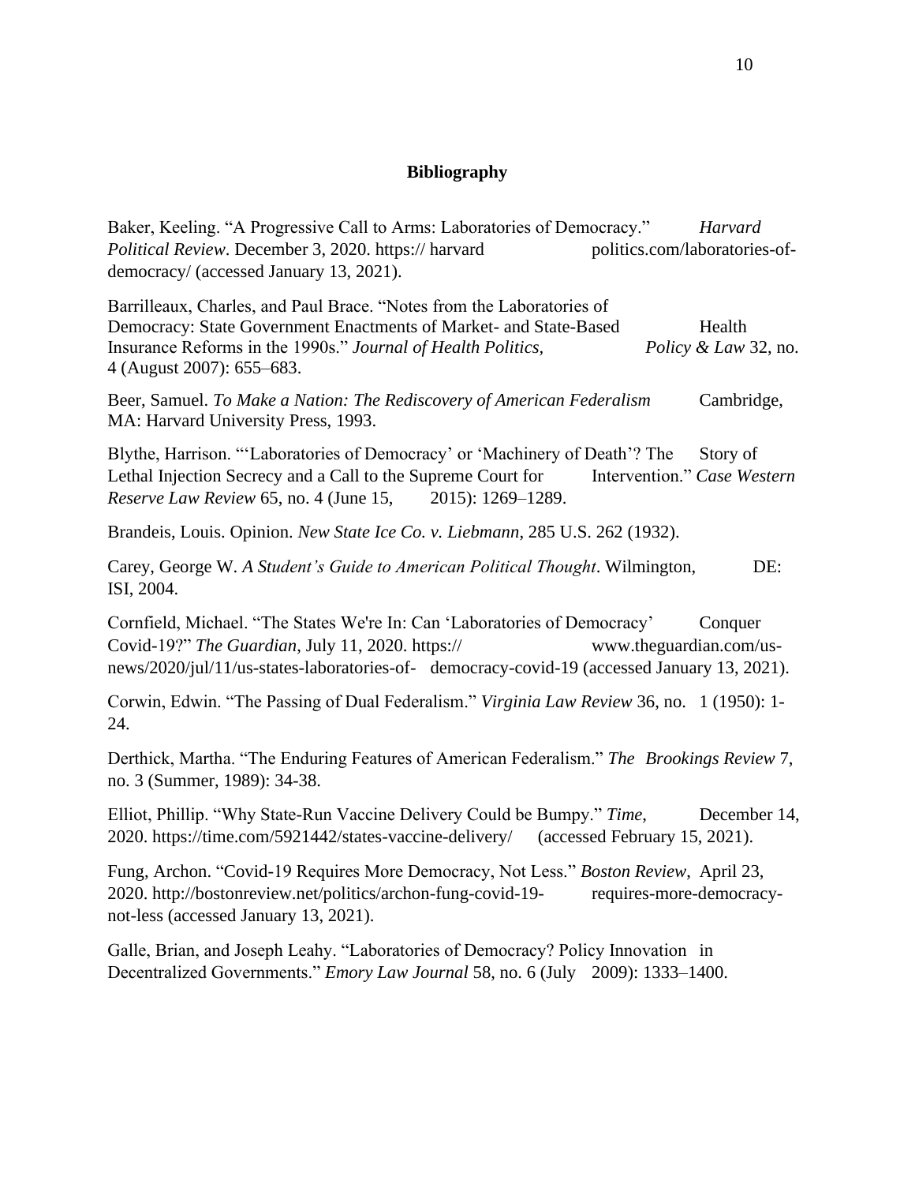**Bibliography**

Baker, Keeling. "A Progressive Call to Arms: Laboratories of Democracy." *Harvard Political Review*. December 3, 2020. https:// harvard politics.com/laboratories-of-democracy/ (accessed January 13, 2021).

Barrilleaux, Charles, and Paul Brace. "Notes from the Laboratories of Democracy: State Government Enactments of Market- and State-Based Health Insurance Reforms in the 1990s." *Journal of Health Politics, Policy & Law* 32, no. 4 (August 2007): 655–683.

Beer, Samuel. *To Make a Nation: The Rediscovery of American Federalism* Cambridge, MA: Harvard University Press, 1993.

Blythe, Harrison. "'Laboratories of Democracy' or 'Machinery of Death'? The Story of Lethal Injection Secrecy and a Call to the Supreme Court for Intervention." *Case Western Reserve Law Review* 65, no. 4 (June 15, 2015): 1269–1289.

Brandeis, Louis. Opinion. *New State Ice Co. v. Liebmann*, 285 U.S. 262 (1932).

Carey, George W. *A Student's Guide to American Political Thought*. Wilmington, DE: ISI, 2004.

Cornfield, Michael. "The States We're In: Can 'Laboratories of Democracy' Conquer Covid-19?" *The Guardian*, July 11, 2020. https:// www.theguardian.com/us-news/2020/jul/11/us-states-laboratories-of- democracy-covid-19 (accessed January 13, 2021).

Corwin, Edwin. "The Passing of Dual Federalism." *Virginia Law Review* 36, no. 1 (1950): 1-24.

Derthick, Martha. "The Enduring Features of American Federalism." *The Brookings Review* 7, no. 3 (Summer, 1989): 34-38.

Elliot, Phillip. "Why State-Run Vaccine Delivery Could be Bumpy." *Time*, December 14, 2020. https://time.com/5921442/states-vaccine-delivery/ (accessed February 15, 2021).

Fung, Archon. "Covid-19 Requires More Democracy, Not Less." *Boston Review*, April 23, 2020. http://bostonreview.net/politics/archon-fung-covid-19- requires-more-democracy-not-less (accessed January 13, 2021).

Galle, Brian, and Joseph Leahy. "Laboratories of Democracy? Policy Innovation in Decentralized Governments." *Emory Law Journal* 58, no. 6 (July 2009): 1333–1400.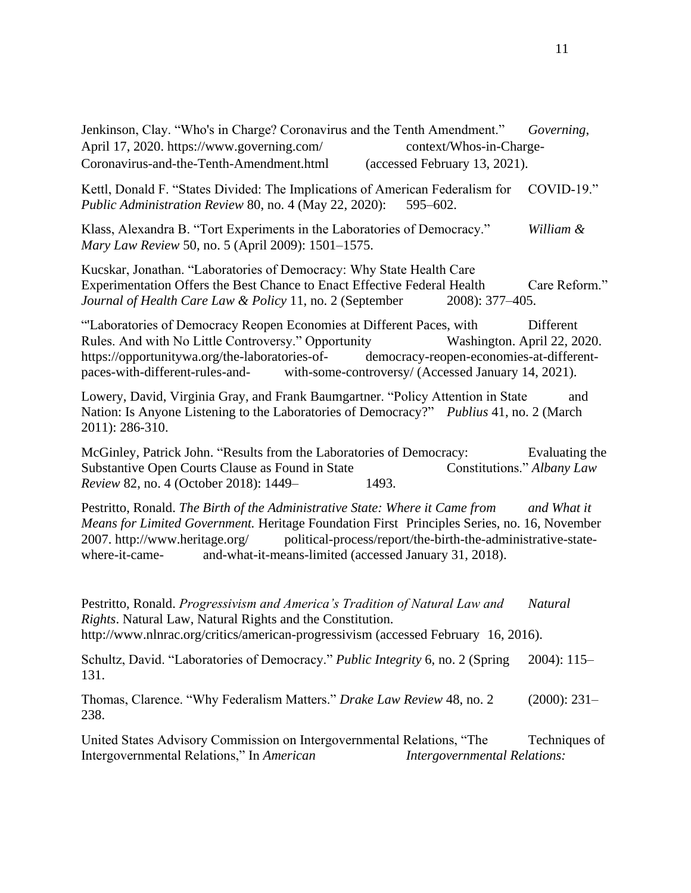Jenkinson, Clay. "Who's in Charge? Coronavirus and the Tenth Amendment." *Governing*, April 17, 2020. https://www.governing.com/context/Whos-in-Charge-Coronavirus-and-the-Tenth-Amendment.html (accessed February 13, 2021).

Kettl, Donald F. "States Divided: The Implications of American Federalism for COVID-19." *Public Administration Review* 80, no. 4 (May 22, 2020): 595–602.

Klass, Alexandra B. "Tort Experiments in the Laboratories of Democracy." *William & Mary Law Review* 50, no. 5 (April 2009): 1501–1575.

Kucskar, Jonathan. "Laboratories of Democracy: Why State Health Care Experimentation Offers the Best Chance to Enact Effective Federal Health Care Reform." *Journal of Health Care Law & Policy* 11, no. 2 (September 2008): 377–405.

"'Laboratories of Democracy Reopen Economies at Different Paces, with Different Rules. And with No Little Controversy." Opportunity Washington. April 22, 2020. https://opportunitywa.org/the-laboratories-of-democracy-reopen-economies-at-different-paces-with-different-rules-and-with-some-controversy/ (Accessed January 14, 2021).

Lowery, David, Virginia Gray, and Frank Baumgartner. "Policy Attention in State and Nation: Is Anyone Listening to the Laboratories of Democracy?" *Publius* 41, no. 2 (March 2011): 286-310.

McGinley, Patrick John. "Results from the Laboratories of Democracy: Evaluating the Substantive Open Courts Clause as Found in State Constitutions." *Albany Law Review* 82, no. 4 (October 2018): 1449–1493.

Pestritto, Ronald. *The Birth of the Administrative State: Where it Came from and What it Means for Limited Government.* Heritage Foundation First Principles Series, no. 16, November 2007. http://www.heritage.org/political-process/report/the-birth-the-administrative-state-where-it-came-and-what-it-means-limited (accessed January 31, 2018).

Pestritto, Ronald. *Progressivism and America's Tradition of Natural Law and Natural Rights*. Natural Law, Natural Rights and the Constitution. http://www.nlnrac.org/critics/american-progressivism (accessed February 16, 2016).

Schultz, David. "Laboratories of Democracy." *Public Integrity* 6, no. 2 (Spring 2004): 115–131.

Thomas, Clarence. "Why Federalism Matters." *Drake Law Review* 48, no. 2 (2000): 231–238.

United States Advisory Commission on Intergovernmental Relations, "The Techniques of Intergovernmental Relations," In *American Intergovernmental Relations:*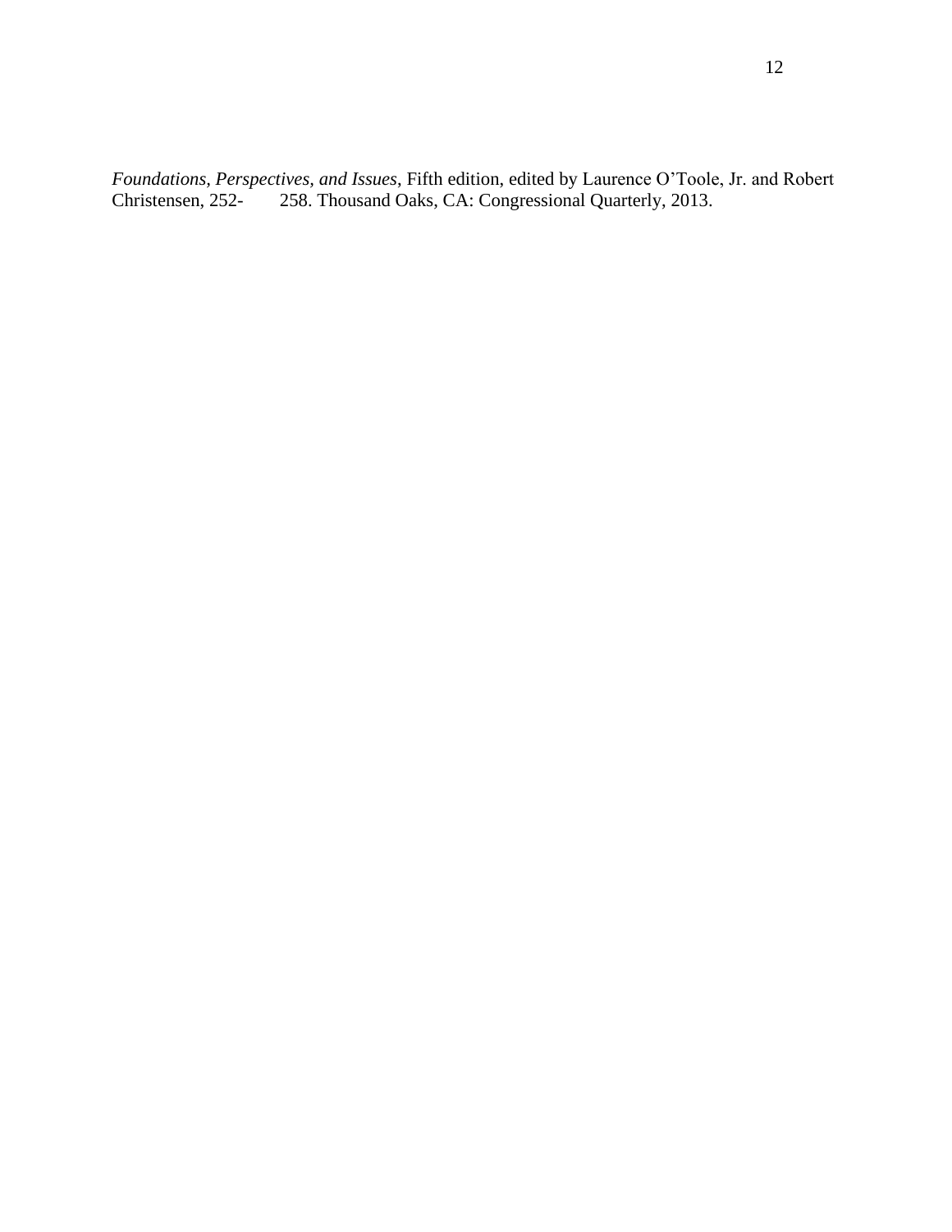*Foundations, Perspectives, and Issues*, Fifth edition, edited by Laurence O'Toole, Jr. and Robert Christensen, 252- 258. Thousand Oaks, CA: Congressional Quarterly, 2013.